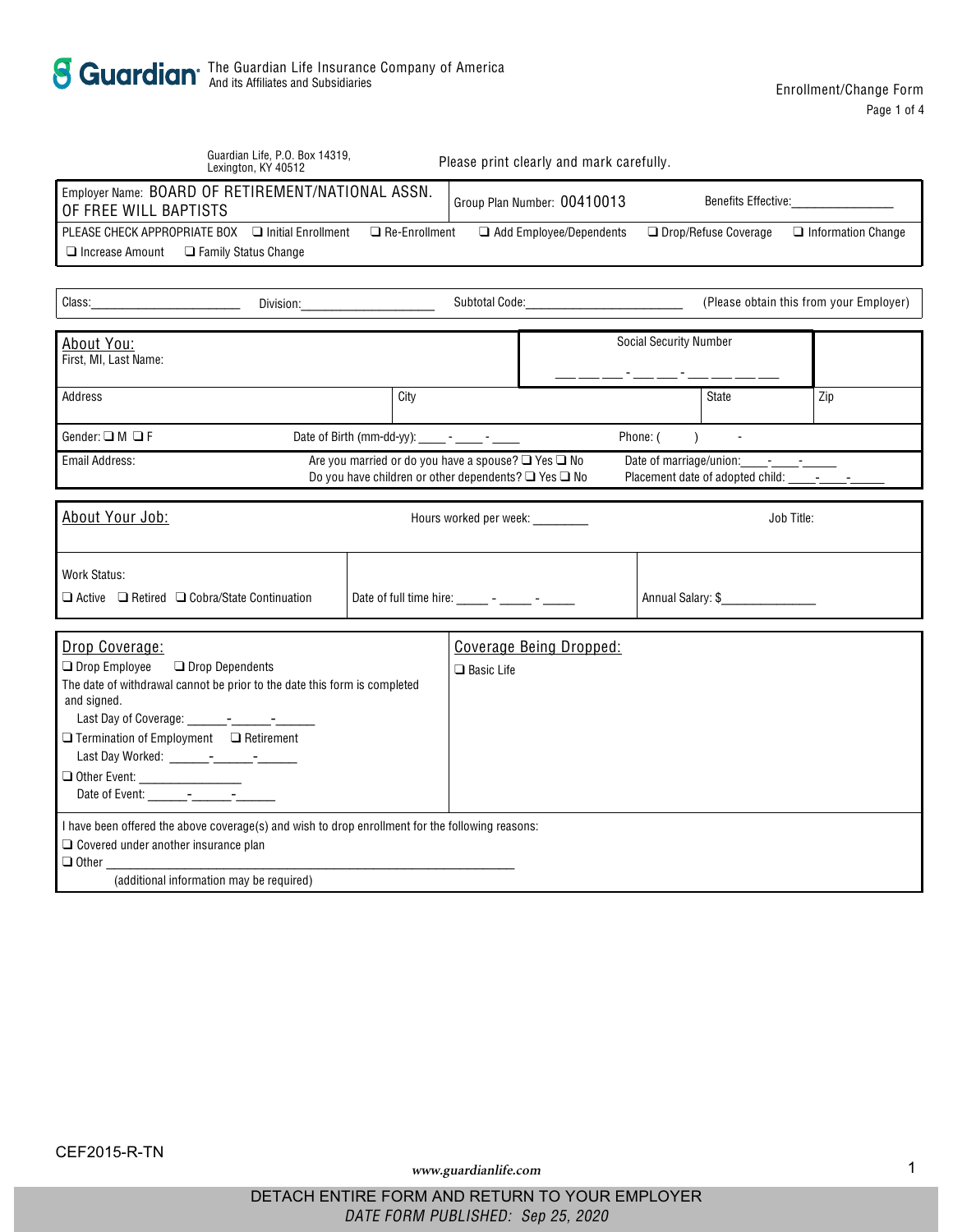Guardian® The Guardian Life Insurance Company of America
And its Affiliates and Subsidiaries

Enrollment/Change Form

Guardian Life, P.O. Box 14319, Lexington, KY 40512

Please print clearly and mark carefully.

| Employer Name: BOARD OF RETIREMENT/NATIONAL ASSN. OF FREE WILL BAPTISTS | Group Plan Number: 00410013 | Benefits Effective:_______________ |
|---|---|---|

PLEASE CHECK APPROPRIATE BOX ❑ Initial Enrollment ❑ Re-Enrollment ❑ Add Employee/Dependents ❑ Drop/Refuse Coverage ❑ Information Change ❑ Increase Amount ❑ Family Status Change

Class:______________________ Division:____________________ Subtotal Code:_______________________ (Please obtain this from your Employer)

## About You:

| First, MI, Last Name: | | Social Security Number ___ ___ ___ - ___ ___ - ___ ___ ___ ___ | |
|---|---|---|---|
| Address | City | State | Zip |
| Gender: ❑ M ❑ F | Date of Birth (mm-dd-yy): ____ - ____ - ____ | Phone: ( ) - | |
| Email Address: | Are you married or do you have a spouse? ❑ Yes ❑ No<br>Do you have children or other dependents? ❑ Yes ❑ No | Date of marriage/union:____-____-_____<br>Placement date of adopted child: ____-____-_____ | |

## About Your Job:

Hours worked per week: ________ Job Title:

| Work Status:<br>❑ Active ❑ Retired ❑ Cobra/State Continuation | Date of full time hire: _____ - _____ - _____ | Annual Salary: $______________ |
|---|---|---|

## Drop Coverage:

❑ Drop Employee ❑ Drop Dependents

The date of withdrawal cannot be prior to the date this form is completed and signed.

Last Day of Coverage: ______-______-______

❑ Termination of Employment ❑ Retirement

Last Day Worked: ______-______-______

❑ Other Event: _______________

Date of Event: ______-______-______

## Coverage Being Dropped:

❑ Basic Life

I have been offered the above coverage(s) and wish to drop enrollment for the following reasons:

❑ Covered under another insurance plan

❑ Other ____________________________________________________________

(additional information may be required)

CEF2015-R-TN

www.guardianlife.com

DETACH ENTIRE FORM AND RETURN TO YOUR EMPLOYER

*DATE FORM PUBLISHED: Sep 25, 2020*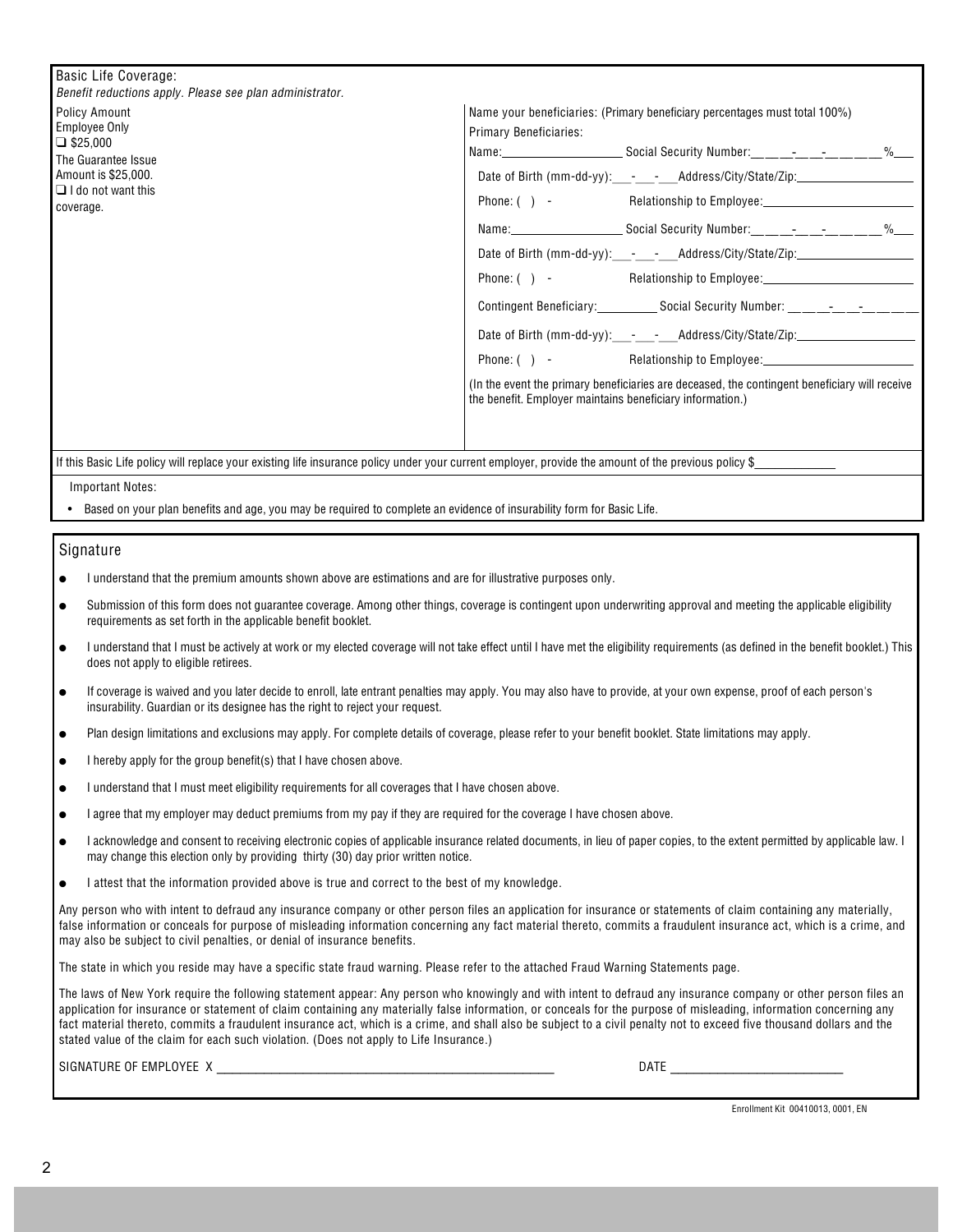## Basic Life Coverage:

*Benefit reductions apply. Please see plan administrator.*

Policy Amount
Employee Only
❑ $25,000
The Guarantee Issue Amount is $25,000.
❑ I do not want this coverage.

Name your beneficiaries: (Primary beneficiary percentages must total 100%)

Primary Beneficiaries:

Name:__________________ Social Security Number:___-__-____ %___

Date of Birth (mm-dd-yy):___-___-___Address/City/State/Zip:__________________

Phone: ( ) - Relationship to Employee:________________________

Name:__________________ Social Security Number:___-__-____ %___

Date of Birth (mm-dd-yy):___-___-___Address/City/State/Zip:__________________

Phone: ( ) - Relationship to Employee:________________________

Contingent Beneficiary:__________ Social Security Number: ___-__-____

Date of Birth (mm-dd-yy):___-___-___Address/City/State/Zip:__________________

Phone: ( ) - Relationship to Employee:________________________

(In the event the primary beneficiaries are deceased, the contingent beneficiary will receive the benefit. Employer maintains beneficiary information.)

If this Basic Life policy will replace your existing life insurance policy under your current employer, provide the amount of the previous policy $____________

Important Notes:

- Based on your plan benefits and age, you may be required to complete an evidence of insurability form for Basic Life.

## Signature

- I understand that the premium amounts shown above are estimations and are for illustrative purposes only.
- Submission of this form does not guarantee coverage. Among other things, coverage is contingent upon underwriting approval and meeting the applicable eligibility requirements as set forth in the applicable benefit booklet.
- I understand that I must be actively at work or my elected coverage will not take effect until I have met the eligibility requirements (as defined in the benefit booklet.) This does not apply to eligible retirees.
- If coverage is waived and you later decide to enroll, late entrant penalties may apply. You may also have to provide, at your own expense, proof of each person's insurability. Guardian or its designee has the right to reject your request.
- Plan design limitations and exclusions may apply. For complete details of coverage, please refer to your benefit booklet. State limitations may apply.
- I hereby apply for the group benefit(s) that I have chosen above.
- I understand that I must meet eligibility requirements for all coverages that I have chosen above.
- I agree that my employer may deduct premiums from my pay if they are required for the coverage I have chosen above.
- I acknowledge and consent to receiving electronic copies of applicable insurance related documents, in lieu of paper copies, to the extent permitted by applicable law. I may change this election only by providing thirty (30) day prior written notice.
- I attest that the information provided above is true and correct to the best of my knowledge.

Any person who with intent to defraud any insurance company or other person files an application for insurance or statements of claim containing any materially, false information or conceals for purpose of misleading information concerning any fact material thereto, commits a fraudulent insurance act, which is a crime, and may also be subject to civil penalties, or denial of insurance benefits.

The state in which you reside may have a specific state fraud warning. Please refer to the attached Fraud Warning Statements page.

The laws of New York require the following statement appear: Any person who knowingly and with intent to defraud any insurance company or other person files an application for insurance or statement of claim containing any materially false information, or conceals for the purpose of misleading, information concerning any fact material thereto, commits a fraudulent insurance act, which is a crime, and shall also be subject to a civil penalty not to exceed five thousand dollars and the stated value of the claim for each such violation. (Does not apply to Life Insurance.)

SIGNATURE OF EMPLOYEE X ______________________________________ DATE ____________________

Enrollment Kit 00410013, 0001, EN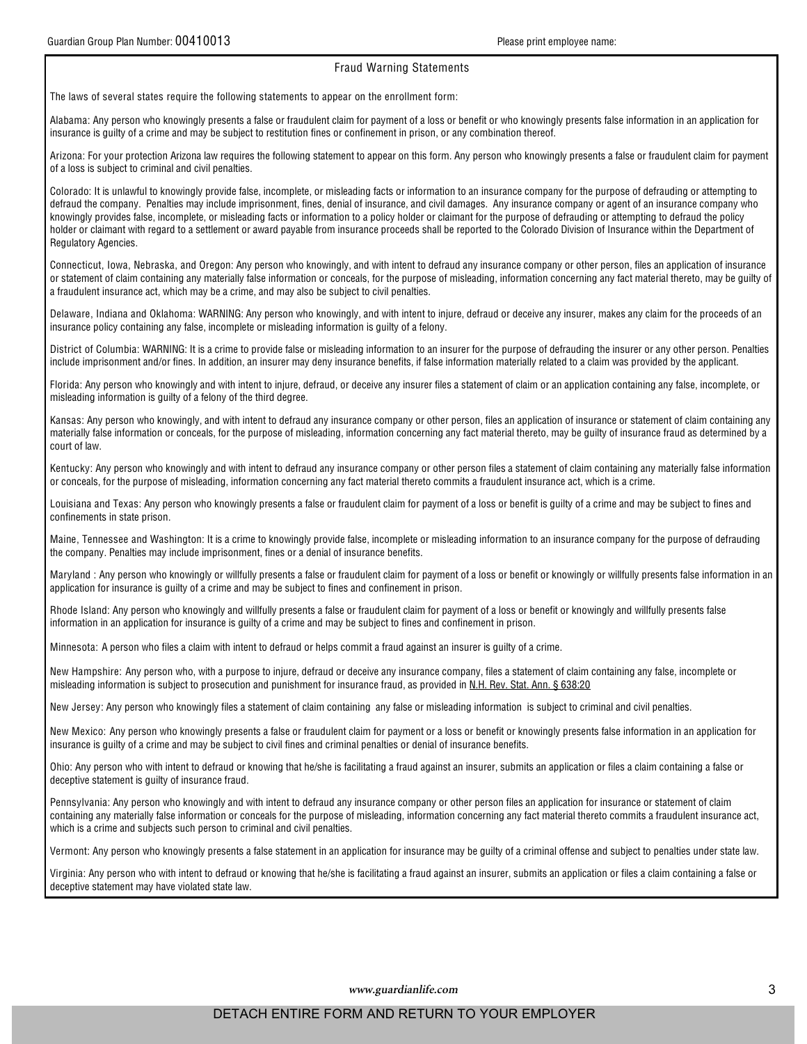Guardian Group Plan Number: 00410013

Please print employee name:

## Fraud Warning Statements

The laws of several states require the following statements to appear on the enrollment form:

Alabama: Any person who knowingly presents a false or fraudulent claim for payment of a loss or benefit or who knowingly presents false information in an application for insurance is guilty of a crime and may be subject to restitution fines or confinement in prison, or any combination thereof.

Arizona: For your protection Arizona law requires the following statement to appear on this form. Any person who knowingly presents a false or fraudulent claim for payment of a loss is subject to criminal and civil penalties.

Colorado: It is unlawful to knowingly provide false, incomplete, or misleading facts or information to an insurance company for the purpose of defrauding or attempting to defraud the company. Penalties may include imprisonment, fines, denial of insurance, and civil damages. Any insurance company or agent of an insurance company who knowingly provides false, incomplete, or misleading facts or information to a policy holder or claimant for the purpose of defrauding or attempting to defraud the policy holder or claimant with regard to a settlement or award payable from insurance proceeds shall be reported to the Colorado Division of Insurance within the Department of Regulatory Agencies.

Connecticut, Iowa, Nebraska, and Oregon: Any person who knowingly, and with intent to defraud any insurance company or other person, files an application of insurance or statement of claim containing any materially false information or conceals, for the purpose of misleading, information concerning any fact material thereto, may be guilty of a fraudulent insurance act, which may be a crime, and may also be subject to civil penalties.

Delaware, Indiana and Oklahoma: WARNING: Any person who knowingly, and with intent to injure, defraud or deceive any insurer, makes any claim for the proceeds of an insurance policy containing any false, incomplete or misleading information is guilty of a felony.

District of Columbia: WARNING: It is a crime to provide false or misleading information to an insurer for the purpose of defrauding the insurer or any other person. Penalties include imprisonment and/or fines. In addition, an insurer may deny insurance benefits, if false information materially related to a claim was provided by the applicant.

Florida: Any person who knowingly and with intent to injure, defraud, or deceive any insurer files a statement of claim or an application containing any false, incomplete, or misleading information is guilty of a felony of the third degree.

Kansas: Any person who knowingly, and with intent to defraud any insurance company or other person, files an application of insurance or statement of claim containing any materially false information or conceals, for the purpose of misleading, information concerning any fact material thereto, may be guilty of insurance fraud as determined by a court of law.

Kentucky: Any person who knowingly and with intent to defraud any insurance company or other person files a statement of claim containing any materially false information or conceals, for the purpose of misleading, information concerning any fact material thereto commits a fraudulent insurance act, which is a crime.

Louisiana and Texas: Any person who knowingly presents a false or fraudulent claim for payment of a loss or benefit is guilty of a crime and may be subject to fines and confinements in state prison.

Maine, Tennessee and Washington: It is a crime to knowingly provide false, incomplete or misleading information to an insurance company for the purpose of defrauding the company. Penalties may include imprisonment, fines or a denial of insurance benefits.

Maryland : Any person who knowingly or willfully presents a false or fraudulent claim for payment of a loss or benefit or knowingly or willfully presents false information in an application for insurance is guilty of a crime and may be subject to fines and confinement in prison.

Rhode Island: Any person who knowingly and willfully presents a false or fraudulent claim for payment of a loss or benefit or knowingly and willfully presents false information in an application for insurance is guilty of a crime and may be subject to fines and confinement in prison.

Minnesota: A person who files a claim with intent to defraud or helps commit a fraud against an insurer is guilty of a crime.

New Hampshire: Any person who, with a purpose to injure, defraud or deceive any insurance company, files a statement of claim containing any false, incomplete or misleading information is subject to prosecution and punishment for insurance fraud, as provided in N.H. Rev. Stat. Ann. § 638:20

New Jersey: Any person who knowingly files a statement of claim containing any false or misleading information is subject to criminal and civil penalties.

New Mexico: Any person who knowingly presents a false or fraudulent claim for payment or a loss or benefit or knowingly presents false information in an application for insurance is guilty of a crime and may be subject to civil fines and criminal penalties or denial of insurance benefits.

Ohio: Any person who with intent to defraud or knowing that he/she is facilitating a fraud against an insurer, submits an application or files a claim containing a false or deceptive statement is guilty of insurance fraud.

Pennsylvania: Any person who knowingly and with intent to defraud any insurance company or other person files an application for insurance or statement of claim containing any materially false information or conceals for the purpose of misleading, information concerning any fact material thereto commits a fraudulent insurance act, which is a crime and subjects such person to criminal and civil penalties.

Vermont: Any person who knowingly presents a false statement in an application for insurance may be guilty of a criminal offense and subject to penalties under state law.

Virginia: Any person who with intent to defraud or knowing that he/she is facilitating a fraud against an insurer, submits an application or files a claim containing a false or deceptive statement may have violated state law.

*www.guardianlife.com*

DETACH ENTIRE FORM AND RETURN TO YOUR EMPLOYER